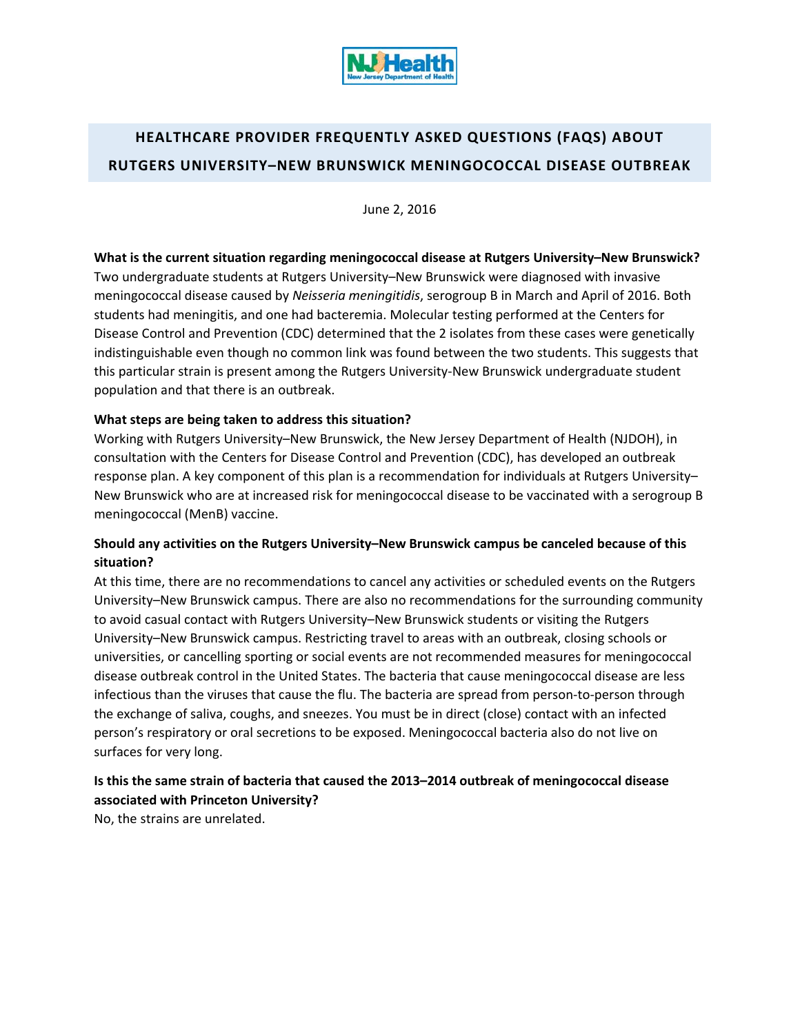# HEALTHCARE PROVIDER FREQUENTLY ASKED QUESTIONS (FAQS) ABOUT RUTGERS UNIVERSITY–NEW BRUNSWICK MENINGOCOCCAL DISEASE OUTBREAK

June 2, 2016

**What is the current situation regarding meningococcal disease at Rutgers University–New Brunswick?**

Two undergraduate students at Rutgers University–New Brunswick were diagnosed with invasive meningococcal disease caused by *Neisseria meningitidis*, serogroup B in March and April of 2016. Both students had meningitis, and one had bacteremia. Molecular testing performed at the Centers for Disease Control and Prevention (CDC) determined that the 2 isolates from these cases were genetically indistinguishable even though no common link was found between the two students. This suggests that this particular strain is present among the Rutgers University-New Brunswick undergraduate student population and that there is an outbreak.

**What steps are being taken to address this situation?**

Working with Rutgers University–New Brunswick, the New Jersey Department of Health (NJDOH), in consultation with the Centers for Disease Control and Prevention (CDC), has developed an outbreak response plan. A key component of this plan is a recommendation for individuals at Rutgers University–New Brunswick who are at increased risk for meningococcal disease to be vaccinated with a serogroup B meningococcal (MenB) vaccine.

**Should any activities on the Rutgers University–New Brunswick campus be canceled because of this situation?**

At this time, there are no recommendations to cancel any activities or scheduled events on the Rutgers University–New Brunswick campus. There are also no recommendations for the surrounding community to avoid casual contact with Rutgers University–New Brunswick students or visiting the Rutgers University–New Brunswick campus. Restricting travel to areas with an outbreak, closing schools or universities, or cancelling sporting or social events are not recommended measures for meningococcal disease outbreak control in the United States. The bacteria that cause meningococcal disease are less infectious than the viruses that cause the flu. The bacteria are spread from person-to-person through the exchange of saliva, coughs, and sneezes. You must be in direct (close) contact with an infected person's respiratory or oral secretions to be exposed. Meningococcal bacteria also do not live on surfaces for very long.

**Is this the same strain of bacteria that caused the 2013–2014 outbreak of meningococcal disease associated with Princeton University?**

No, the strains are unrelated.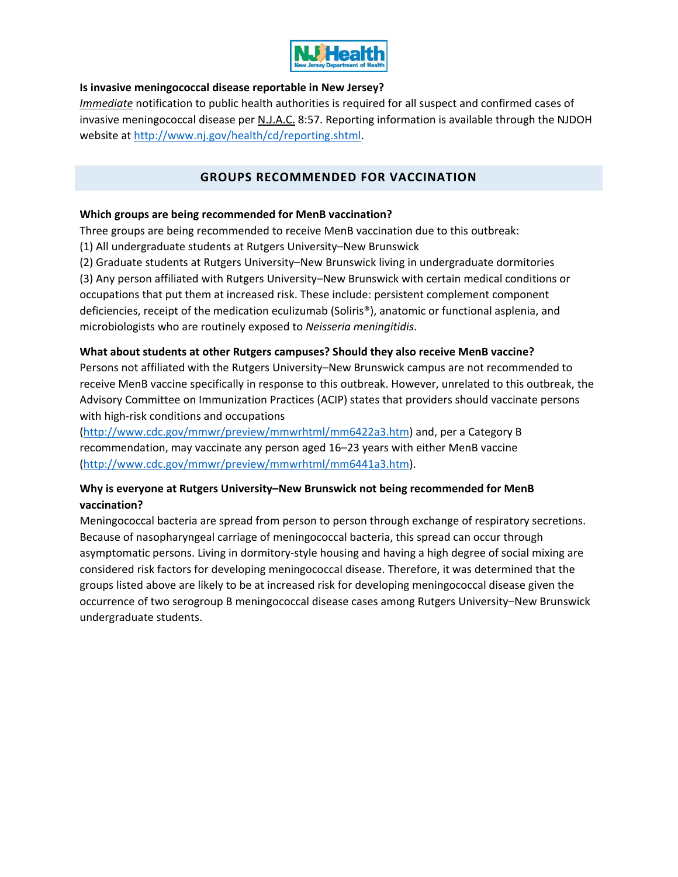**Is invasive meningococcal disease reportable in New Jersey?**

*Immediate* notification to public health authorities is required for all suspect and confirmed cases of invasive meningococcal disease per N.J.A.C. 8:57. Reporting information is available through the NJDOH website at http://www.nj.gov/health/cd/reporting.shtml.

## GROUPS RECOMMENDED FOR VACCINATION

**Which groups are being recommended for MenB vaccination?**

Three groups are being recommended to receive MenB vaccination due to this outbreak:

(1) All undergraduate students at Rutgers University–New Brunswick

(2) Graduate students at Rutgers University–New Brunswick living in undergraduate dormitories

(3) Any person affiliated with Rutgers University–New Brunswick with certain medical conditions or occupations that put them at increased risk. These include: persistent complement component deficiencies, receipt of the medication eculizumab (Soliris®), anatomic or functional asplenia, and microbiologists who are routinely exposed to *Neisseria meningitidis*.

**What about students at other Rutgers campuses? Should they also receive MenB vaccine?**

Persons not affiliated with the Rutgers University–New Brunswick campus are not recommended to receive MenB vaccine specifically in response to this outbreak. However, unrelated to this outbreak, the Advisory Committee on Immunization Practices (ACIP) states that providers should vaccinate persons with high-risk conditions and occupations (http://www.cdc.gov/mmwr/preview/mmwrhtml/mm6422a3.htm) and, per a Category B recommendation, may vaccinate any person aged 16–23 years with either MenB vaccine (http://www.cdc.gov/mmwr/preview/mmwrhtml/mm6441a3.htm).

**Why is everyone at Rutgers University–New Brunswick not being recommended for MenB vaccination?**

Meningococcal bacteria are spread from person to person through exchange of respiratory secretions. Because of nasopharyngeal carriage of meningococcal bacteria, this spread can occur through asymptomatic persons. Living in dormitory-style housing and having a high degree of social mixing are considered risk factors for developing meningococcal disease. Therefore, it was determined that the groups listed above are likely to be at increased risk for developing meningococcal disease given the occurrence of two serogroup B meningococcal disease cases among Rutgers University–New Brunswick undergraduate students.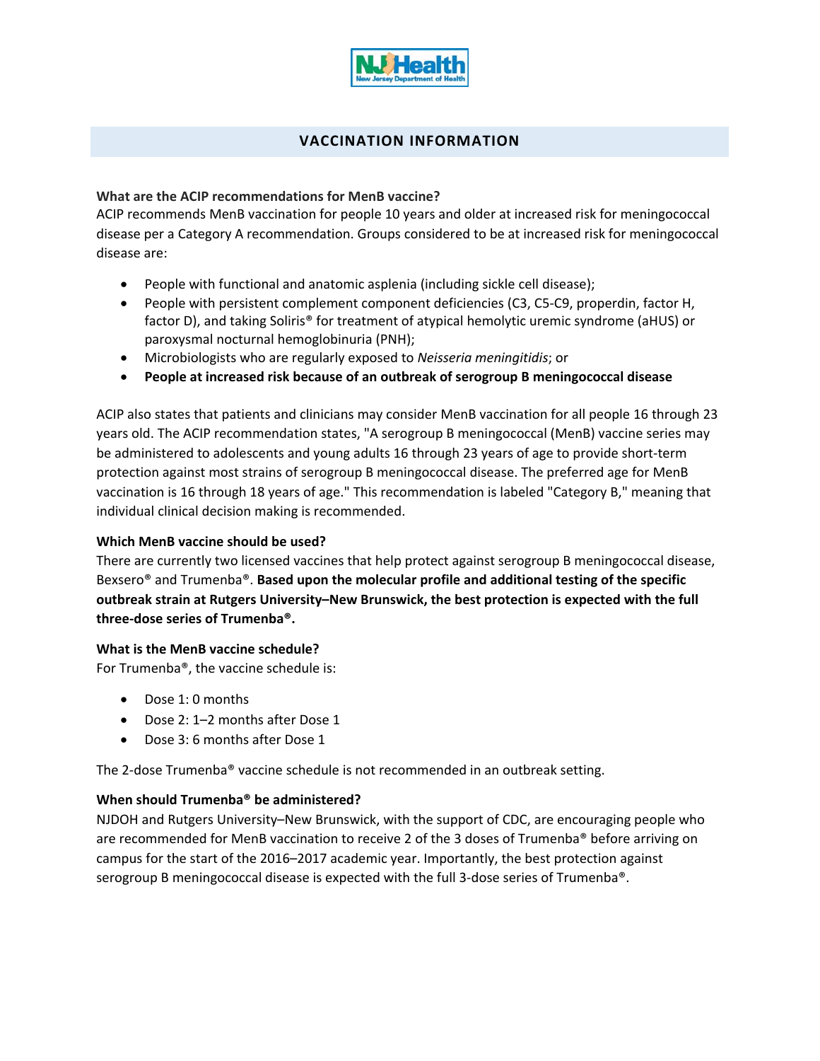## VACCINATION INFORMATION

**What are the ACIP recommendations for MenB vaccine?**

ACIP recommends MenB vaccination for people 10 years and older at increased risk for meningococcal disease per a Category A recommendation. Groups considered to be at increased risk for meningococcal disease are:

- People with functional and anatomic asplenia (including sickle cell disease);
- People with persistent complement component deficiencies (C3, C5-C9, properdin, factor H, factor D), and taking Soliris® for treatment of atypical hemolytic uremic syndrome (aHUS) or paroxysmal nocturnal hemoglobinuria (PNH);
- Microbiologists who are regularly exposed to *Neisseria meningitidis*; or
- **People at increased risk because of an outbreak of serogroup B meningococcal disease**

ACIP also states that patients and clinicians may consider MenB vaccination for all people 16 through 23 years old. The ACIP recommendation states, "A serogroup B meningococcal (MenB) vaccine series may be administered to adolescents and young adults 16 through 23 years of age to provide short-term protection against most strains of serogroup B meningococcal disease. The preferred age for MenB vaccination is 16 through 18 years of age." This recommendation is labeled "Category B," meaning that individual clinical decision making is recommended.

**Which MenB vaccine should be used?**

There are currently two licensed vaccines that help protect against serogroup B meningococcal disease, Bexsero® and Trumenba®. **Based upon the molecular profile and additional testing of the specific outbreak strain at Rutgers University–New Brunswick, the best protection is expected with the full three-dose series of Trumenba®.**

**What is the MenB vaccine schedule?**

For Trumenba®, the vaccine schedule is:

- Dose 1: 0 months
- Dose 2: 1–2 months after Dose 1
- Dose 3: 6 months after Dose 1

The 2-dose Trumenba® vaccine schedule is not recommended in an outbreak setting.

**When should Trumenba® be administered?**

NJDOH and Rutgers University–New Brunswick, with the support of CDC, are encouraging people who are recommended for MenB vaccination to receive 2 of the 3 doses of Trumenba® before arriving on campus for the start of the 2016–2017 academic year. Importantly, the best protection against serogroup B meningococcal disease is expected with the full 3-dose series of Trumenba®.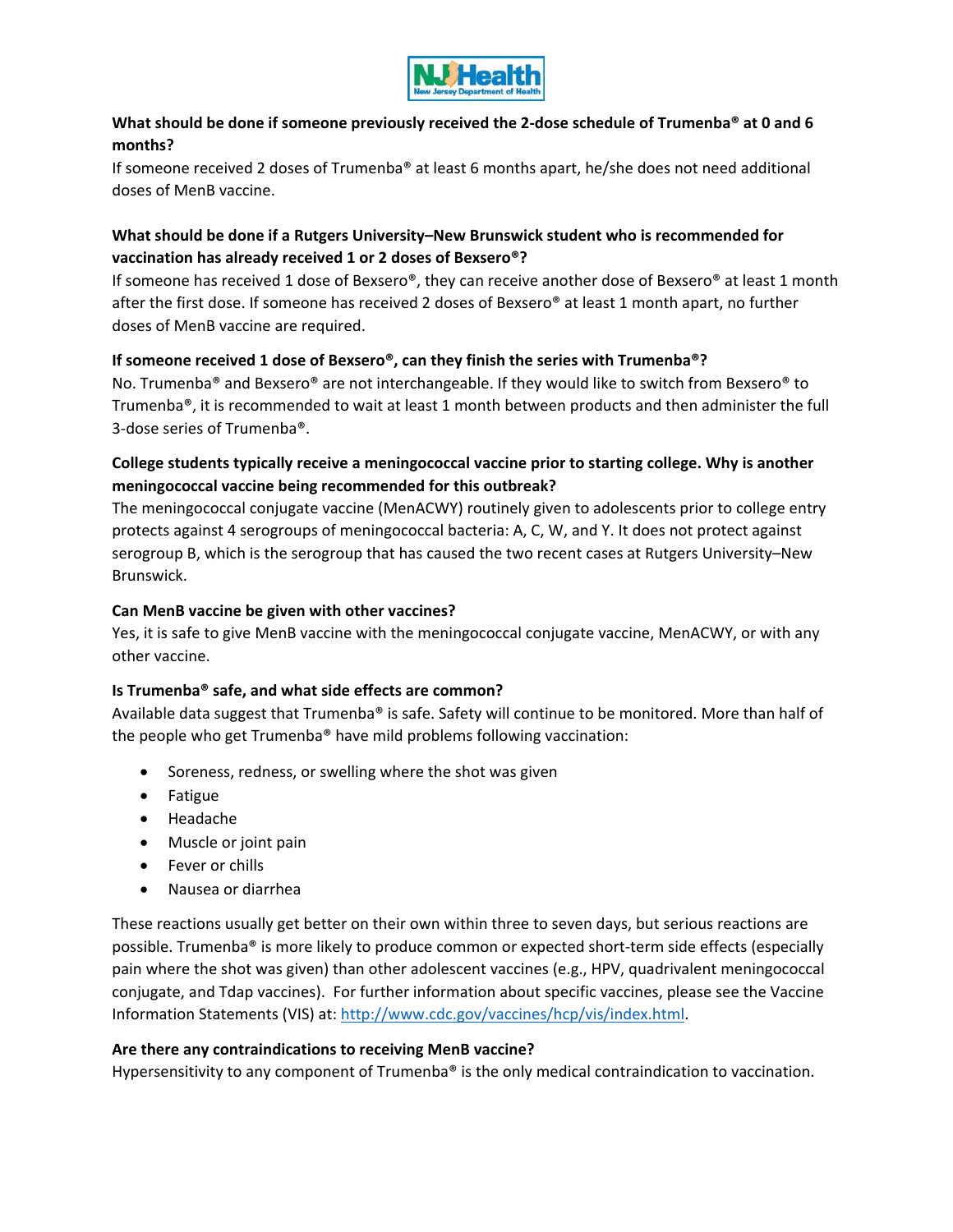**What should be done if someone previously received the 2-dose schedule of Trumenba® at 0 and 6 months?**

If someone received 2 doses of Trumenba® at least 6 months apart, he/she does not need additional doses of MenB vaccine.

**What should be done if a Rutgers University–New Brunswick student who is recommended for vaccination has already received 1 or 2 doses of Bexsero®?**

If someone has received 1 dose of Bexsero®, they can receive another dose of Bexsero® at least 1 month after the first dose. If someone has received 2 doses of Bexsero® at least 1 month apart, no further doses of MenB vaccine are required.

**If someone received 1 dose of Bexsero®, can they finish the series with Trumenba®?**

No. Trumenba® and Bexsero® are not interchangeable. If they would like to switch from Bexsero® to Trumenba®, it is recommended to wait at least 1 month between products and then administer the full 3-dose series of Trumenba®.

**College students typically receive a meningococcal vaccine prior to starting college. Why is another meningococcal vaccine being recommended for this outbreak?**

The meningococcal conjugate vaccine (MenACWY) routinely given to adolescents prior to college entry protects against 4 serogroups of meningococcal bacteria: A, C, W, and Y. It does not protect against serogroup B, which is the serogroup that has caused the two recent cases at Rutgers University–New Brunswick.

**Can MenB vaccine be given with other vaccines?**

Yes, it is safe to give MenB vaccine with the meningococcal conjugate vaccine, MenACWY, or with any other vaccine.

**Is Trumenba® safe, and what side effects are common?**

Available data suggest that Trumenba® is safe. Safety will continue to be monitored. More than half of the people who get Trumenba® have mild problems following vaccination:

- Soreness, redness, or swelling where the shot was given
- Fatigue
- Headache
- Muscle or joint pain
- Fever or chills
- Nausea or diarrhea

These reactions usually get better on their own within three to seven days, but serious reactions are possible. Trumenba® is more likely to produce common or expected short-term side effects (especially pain where the shot was given) than other adolescent vaccines (e.g., HPV, quadrivalent meningococcal conjugate, and Tdap vaccines). For further information about specific vaccines, please see the Vaccine Information Statements (VIS) at: [http://www.cdc.gov/vaccines/hcp/vis/index.html](http://www.cdc.gov/vaccines/hcp/vis/index.html).

**Are there any contraindications to receiving MenB vaccine?**

Hypersensitivity to any component of Trumenba® is the only medical contraindication to vaccination.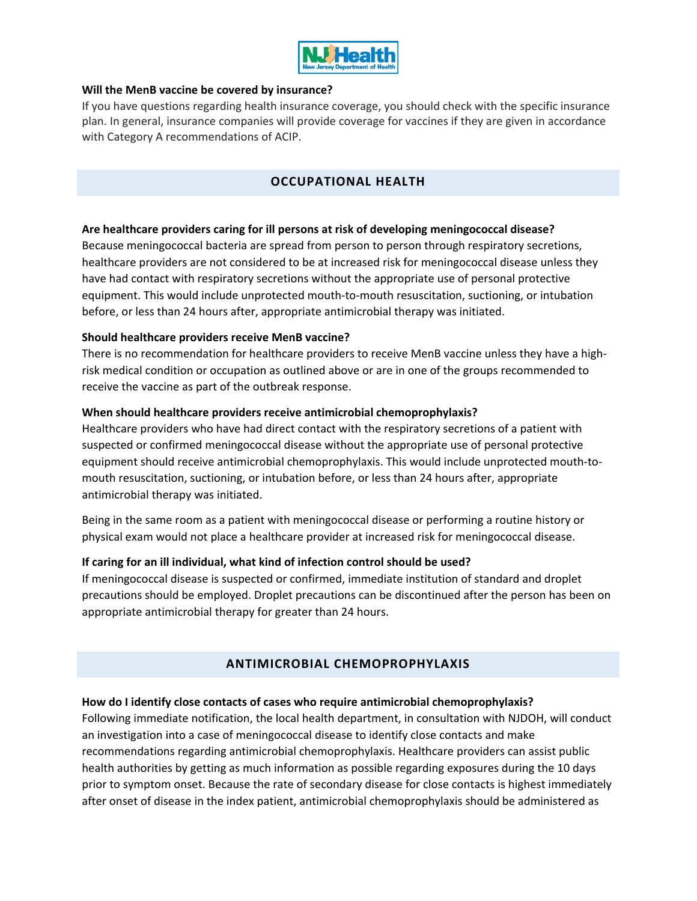**Will the MenB vaccine be covered by insurance?**

If you have questions regarding health insurance coverage, you should check with the specific insurance plan. In general, insurance companies will provide coverage for vaccines if they are given in accordance with Category A recommendations of ACIP.

## OCCUPATIONAL HEALTH

**Are healthcare providers caring for ill persons at risk of developing meningococcal disease?**

Because meningococcal bacteria are spread from person to person through respiratory secretions, healthcare providers are not considered to be at increased risk for meningococcal disease unless they have had contact with respiratory secretions without the appropriate use of personal protective equipment. This would include unprotected mouth-to-mouth resuscitation, suctioning, or intubation before, or less than 24 hours after, appropriate antimicrobial therapy was initiated.

**Should healthcare providers receive MenB vaccine?**

There is no recommendation for healthcare providers to receive MenB vaccine unless they have a high-risk medical condition or occupation as outlined above or are in one of the groups recommended to receive the vaccine as part of the outbreak response.

**When should healthcare providers receive antimicrobial chemoprophylaxis?**

Healthcare providers who have had direct contact with the respiratory secretions of a patient with suspected or confirmed meningococcal disease without the appropriate use of personal protective equipment should receive antimicrobial chemoprophylaxis. This would include unprotected mouth-to-mouth resuscitation, suctioning, or intubation before, or less than 24 hours after, appropriate antimicrobial therapy was initiated.

Being in the same room as a patient with meningococcal disease or performing a routine history or physical exam would not place a healthcare provider at increased risk for meningococcal disease.

**If caring for an ill individual, what kind of infection control should be used?**

If meningococcal disease is suspected or confirmed, immediate institution of standard and droplet precautions should be employed. Droplet precautions can be discontinued after the person has been on appropriate antimicrobial therapy for greater than 24 hours.

## ANTIMICROBIAL CHEMOPROPHYLAXIS

**How do I identify close contacts of cases who require antimicrobial chemoprophylaxis?**

Following immediate notification, the local health department, in consultation with NJDOH, will conduct an investigation into a case of meningococcal disease to identify close contacts and make recommendations regarding antimicrobial chemoprophylaxis. Healthcare providers can assist public health authorities by getting as much information as possible regarding exposures during the 10 days prior to symptom onset. Because the rate of secondary disease for close contacts is highest immediately after onset of disease in the index patient, antimicrobial chemoprophylaxis should be administered as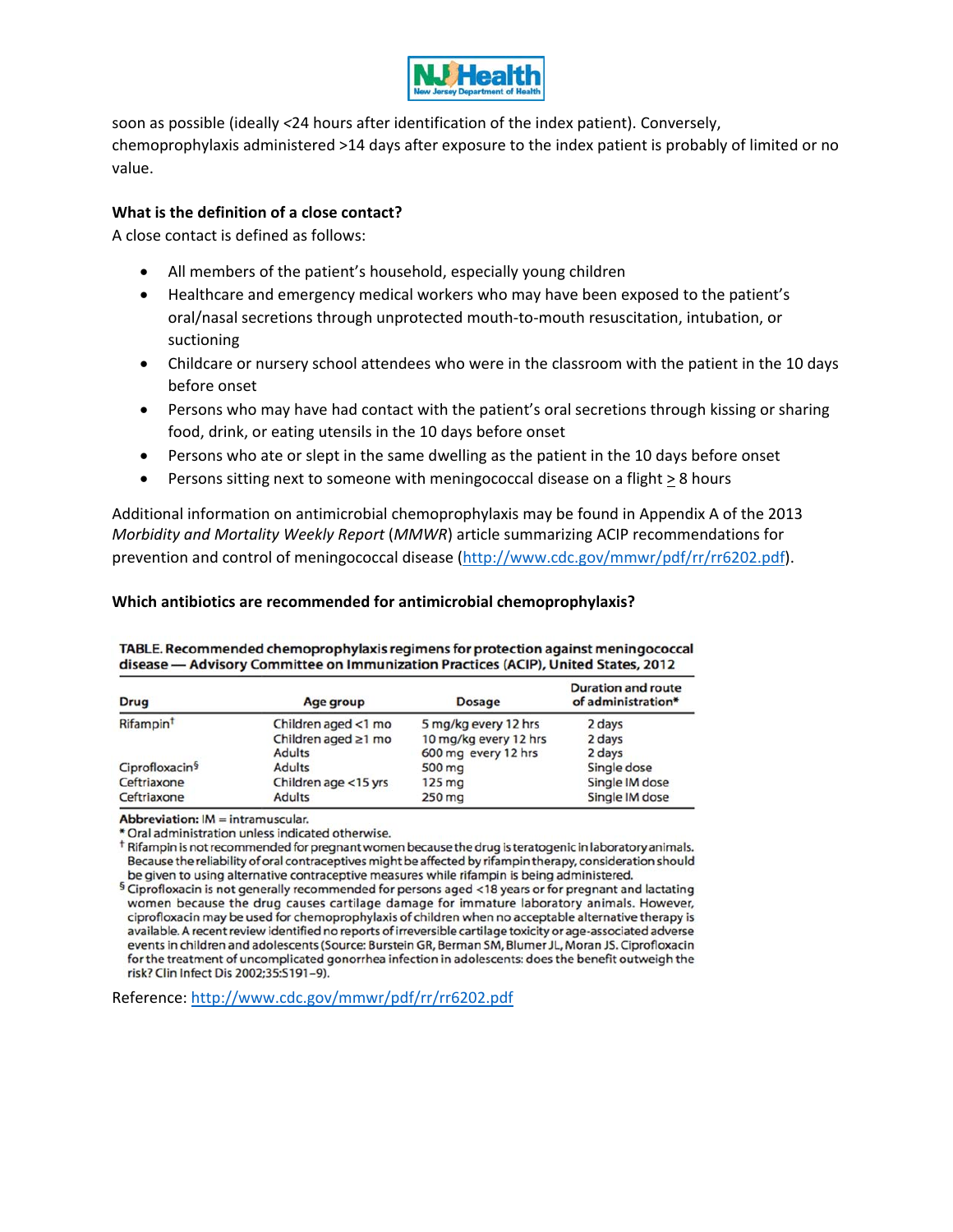soon as possible (ideally <24 hours after identification of the index patient). Conversely, chemoprophylaxis administered >14 days after exposure to the index patient is probably of limited or no value.

**What is the definition of a close contact?**

A close contact is defined as follows:

- All members of the patient's household, especially young children
- Healthcare and emergency medical workers who may have been exposed to the patient's oral/nasal secretions through unprotected mouth-to-mouth resuscitation, intubation, or suctioning
- Childcare or nursery school attendees who were in the classroom with the patient in the 10 days before onset
- Persons who may have had contact with the patient's oral secretions through kissing or sharing food, drink, or eating utensils in the 10 days before onset
- Persons who ate or slept in the same dwelling as the patient in the 10 days before onset
- Persons sitting next to someone with meningococcal disease on a flight ≥ 8 hours

Additional information on antimicrobial chemoprophylaxis may be found in Appendix A of the 2013 *Morbidity and Mortality Weekly Report* (*MMWR*) article summarizing ACIP recommendations for prevention and control of meningococcal disease (http://www.cdc.gov/mmwr/pdf/rr/rr6202.pdf).

**Which antibiotics are recommended for antimicrobial chemoprophylaxis?**

**TABLE. Recommended chemoprophylaxis regimens for protection against meningococcal disease — Advisory Committee on Immunization Practices (ACIP), United States, 2012**

| Drug | Age group | Dosage | Duration and route of administration* |
|---|---|---|---|
| Rifampin† | Children aged <1 mo | 5 mg/kg every 12 hrs | 2 days |
| | Children aged ≥1 mo | 10 mg/kg every 12 hrs | 2 days |
| | Adults | 600 mg every 12 hrs | 2 days |
| Ciprofloxacin§ | Adults | 500 mg | Single dose |
| Ceftriaxone | Children age <15 yrs | 125 mg | Single IM dose |
| Ceftriaxone | Adults | 250 mg | Single IM dose |

**Abbreviation:** IM = intramuscular.

\* Oral administration unless indicated otherwise.

† Rifampin is not recommended for pregnant women because the drug is teratogenic in laboratory animals. Because the reliability of oral contraceptives might be affected by rifampin therapy, consideration should be given to using alternative contraceptive measures while rifampin is being administered.

§ Ciprofloxacin is not generally recommended for persons aged <18 years or for pregnant and lactating women because the drug causes cartilage damage for immature laboratory animals. However, ciprofloxacin may be used for chemoprophylaxis of children when no acceptable alternative therapy is available. A recent review identified no reports of irreversible cartilage toxicity or age-associated adverse events in children and adolescents (Source: Burstein GR, Berman SM, Blumer JL, Moran JS. Ciprofloxacin for the treatment of uncomplicated gonorrhea infection in adolescents: does the benefit outweigh the risk? Clin Infect Dis 2002;35:S191–9).

Reference: http://www.cdc.gov/mmwr/pdf/rr/rr6202.pdf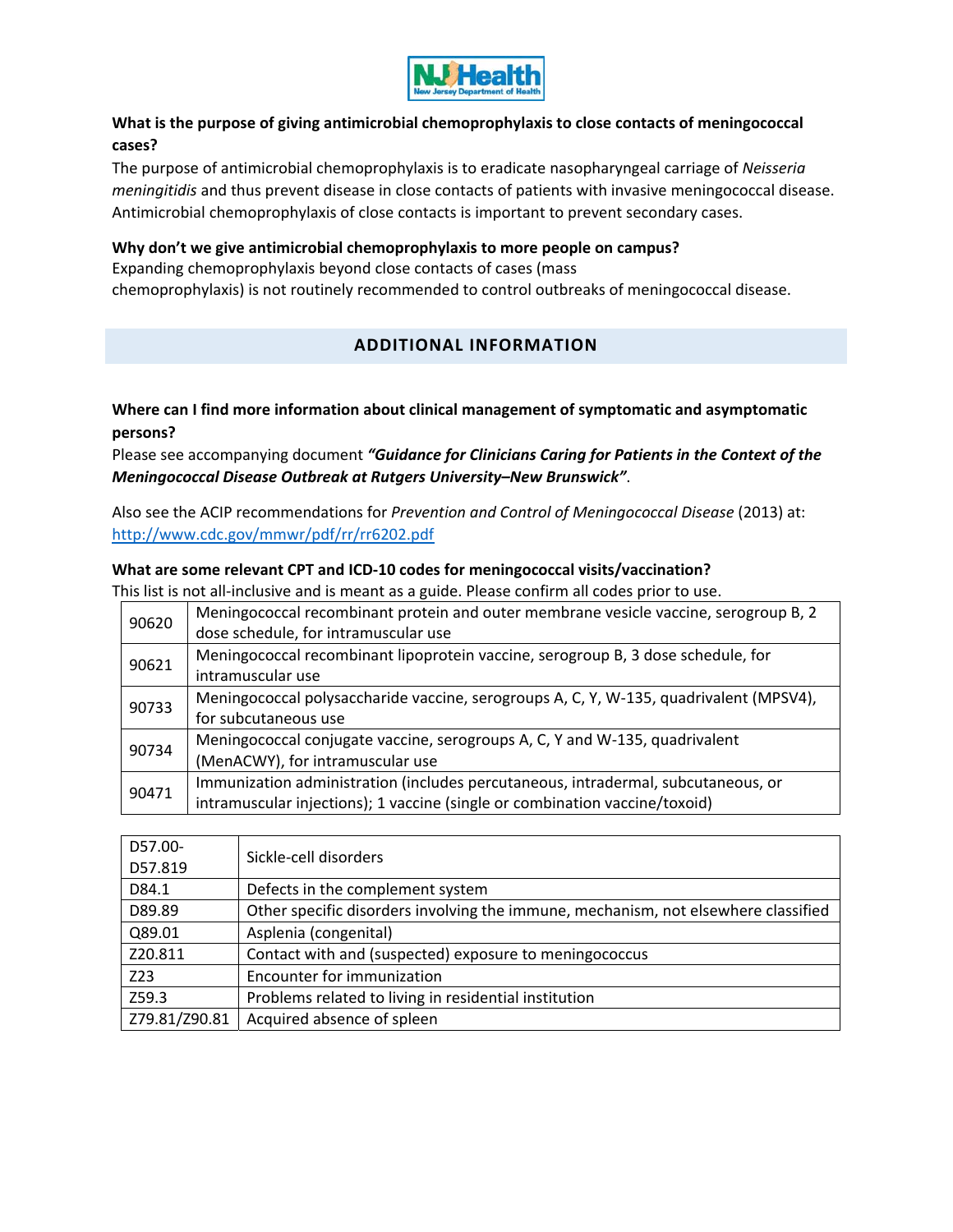**What is the purpose of giving antimicrobial chemoprophylaxis to close contacts of meningococcal cases?**

The purpose of antimicrobial chemoprophylaxis is to eradicate nasopharyngeal carriage of *Neisseria meningitidis* and thus prevent disease in close contacts of patients with invasive meningococcal disease. Antimicrobial chemoprophylaxis of close contacts is important to prevent secondary cases.

**Why don't we give antimicrobial chemoprophylaxis to more people on campus?**

Expanding chemoprophylaxis beyond close contacts of cases (mass chemoprophylaxis) is not routinely recommended to control outbreaks of meningococcal disease.

## ADDITIONAL INFORMATION

**Where can I find more information about clinical management of symptomatic and asymptomatic persons?**

Please see accompanying document ***"Guidance for Clinicians Caring for Patients in the Context of the Meningococcal Disease Outbreak at Rutgers University–New Brunswick"***.

Also see the ACIP recommendations for *Prevention and Control of Meningococcal Disease* (2013) at: http://www.cdc.gov/mmwr/pdf/rr/rr6202.pdf

**What are some relevant CPT and ICD-10 codes for meningococcal visits/vaccination?**

This list is not all-inclusive and is meant as a guide. Please confirm all codes prior to use.

| | |
|---|---|
| 90620 | Meningococcal recombinant protein and outer membrane vesicle vaccine, serogroup B, 2 dose schedule, for intramuscular use |
| 90621 | Meningococcal recombinant lipoprotein vaccine, serogroup B, 3 dose schedule, for intramuscular use |
| 90733 | Meningococcal polysaccharide vaccine, serogroups A, C, Y, W-135, quadrivalent (MPSV4), for subcutaneous use |
| 90734 | Meningococcal conjugate vaccine, serogroups A, C, Y and W-135, quadrivalent (MenACWY), for intramuscular use |
| 90471 | Immunization administration (includes percutaneous, intradermal, subcutaneous, or intramuscular injections); 1 vaccine (single or combination vaccine/toxoid) |

| | |
|---|---|
| D57.00-D57.819 | Sickle-cell disorders |
| D84.1 | Defects in the complement system |
| D89.89 | Other specific disorders involving the immune, mechanism, not elsewhere classified |
| Q89.01 | Asplenia (congenital) |
| Z20.811 | Contact with and (suspected) exposure to meningococcus |
| Z23 | Encounter for immunization |
| Z59.3 | Problems related to living in residential institution |
| Z79.81/Z90.81 | Acquired absence of spleen |